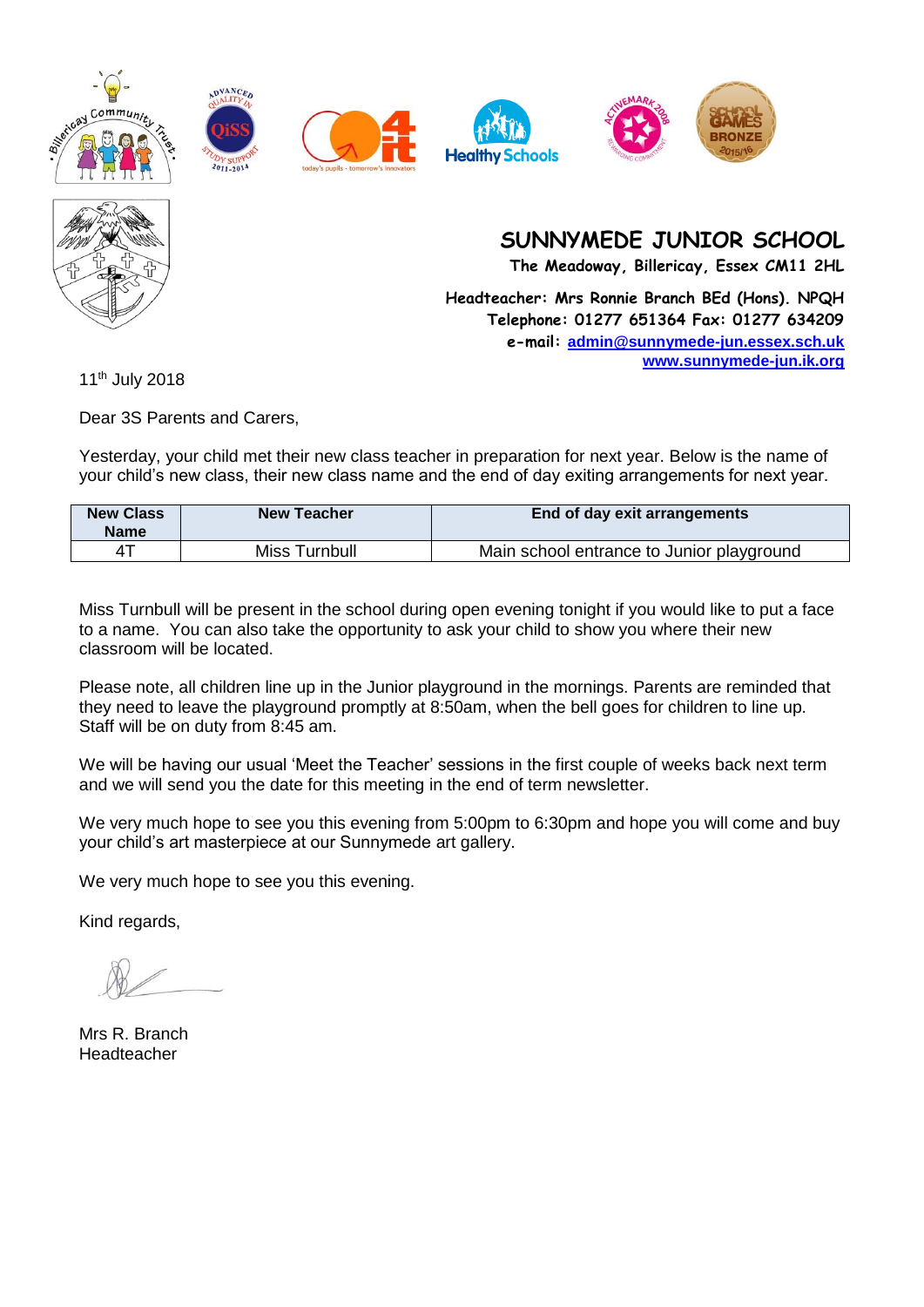# SUNNYMEDE JUNIOR SCHOOL

**The Meadoway, Billericay, Essex CM11 2HL**

**Headteacher: Mrs Ronnie Branch BEd (Hons). NPQH**
**Telephone: 01277 651364 Fax: 01277 634209**
**e-mail: admin@sunnymede-jun.essex.sch.uk**
**www.sunnymede-jun.ik.org**

11th July 2018

Dear 3S Parents and Carers,

Yesterday, your child met their new class teacher in preparation for next year. Below is the name of your child's new class, their new class name and the end of day exiting arrangements for next year.

| New Class Name | New Teacher | End of day exit arrangements |
|---|---|---|
| 4T | Miss Turnbull | Main school entrance to Junior playground |

Miss Turnbull will be present in the school during open evening tonight if you would like to put a face to a name. You can also take the opportunity to ask your child to show you where their new classroom will be located.

Please note, all children line up in the Junior playground in the mornings. Parents are reminded that they need to leave the playground promptly at 8:50am, when the bell goes for children to line up. Staff will be on duty from 8:45 am.

We will be having our usual 'Meet the Teacher' sessions in the first couple of weeks back next term and we will send you the date for this meeting in the end of term newsletter.

We very much hope to see you this evening from 5:00pm to 6:30pm and hope you will come and buy your child's art masterpiece at our Sunnymede art gallery.

We very much hope to see you this evening.

Kind regards,

Mrs R. Branch
Headteacher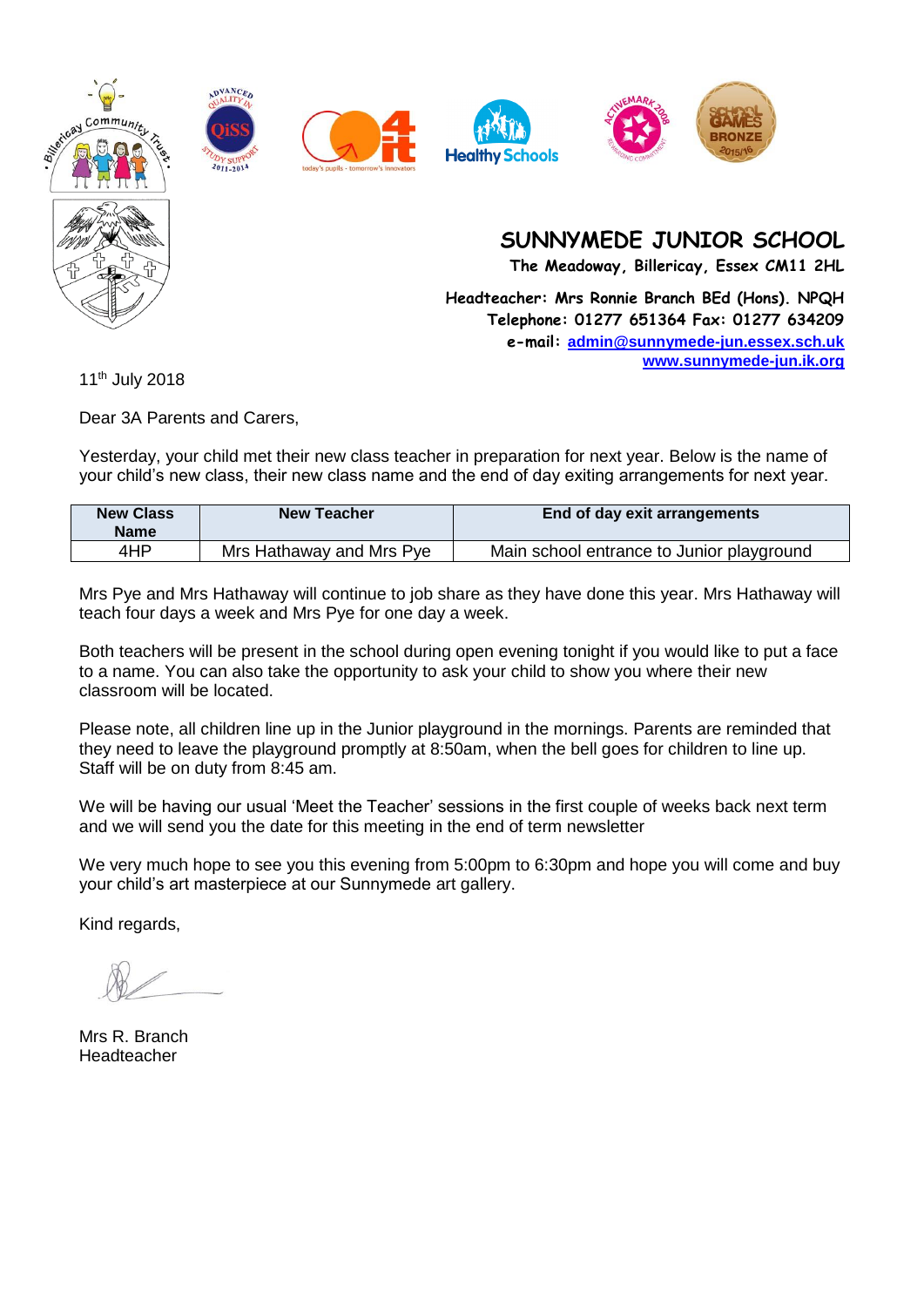# SUNNYMEDE JUNIOR SCHOOL

**The Meadoway, Billericay, Essex CM11 2HL**

**Headteacher: Mrs Ronnie Branch BEd (Hons). NPQH**
**Telephone: 01277 651364 Fax: 01277 634209**
**e-mail: admin@sunnymede-jun.essex.sch.uk**
**www.sunnymede-jun.ik.org**

11th July 2018

Dear 3A Parents and Carers,

Yesterday, your child met their new class teacher in preparation for next year. Below is the name of your child's new class, their new class name and the end of day exiting arrangements for next year.

| New Class Name | New Teacher | End of day exit arrangements |
|---|---|---|
| 4HP | Mrs Hathaway and Mrs Pye | Main school entrance to Junior playground |

Mrs Pye and Mrs Hathaway will continue to job share as they have done this year. Mrs Hathaway will teach four days a week and Mrs Pye for one day a week.

Both teachers will be present in the school during open evening tonight if you would like to put a face to a name. You can also take the opportunity to ask your child to show you where their new classroom will be located.

Please note, all children line up in the Junior playground in the mornings. Parents are reminded that they need to leave the playground promptly at 8:50am, when the bell goes for children to line up. Staff will be on duty from 8:45 am.

We will be having our usual 'Meet the Teacher' sessions in the first couple of weeks back next term and we will send you the date for this meeting in the end of term newsletter

We very much hope to see you this evening from 5:00pm to 6:30pm and hope you will come and buy your child's art masterpiece at our Sunnymede art gallery.

Kind regards,

Mrs R. Branch
Headteacher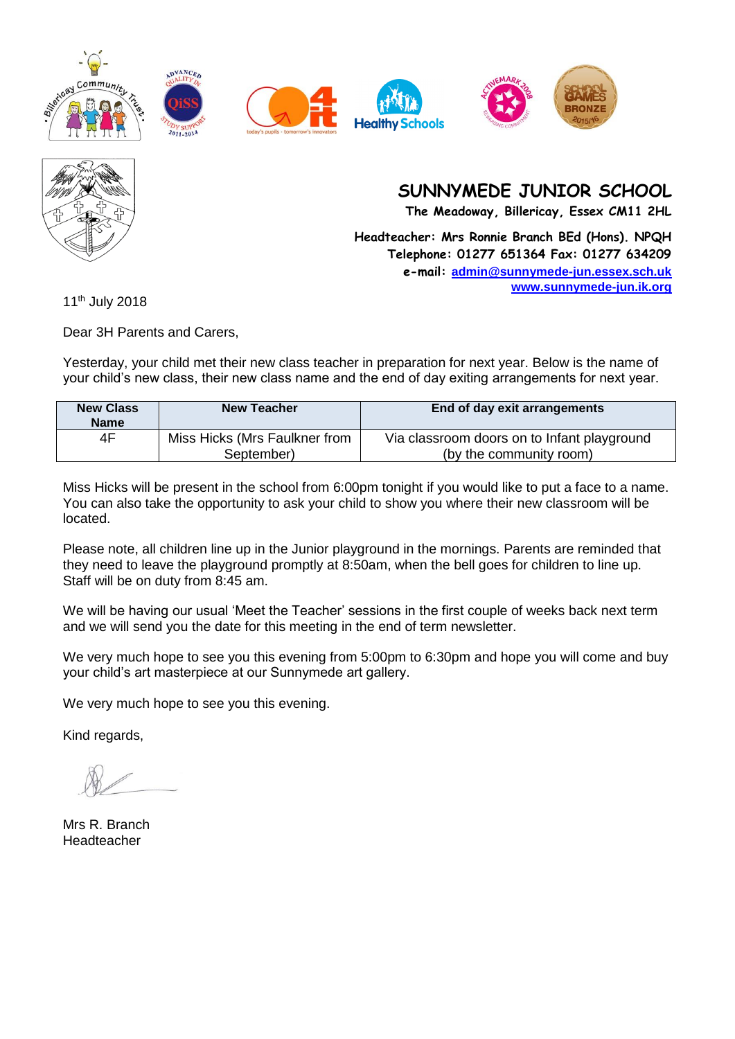# SUNNYMEDE JUNIOR SCHOOL

**The Meadoway, Billericay, Essex CM11 2HL**

**Headteacher: Mrs Ronnie Branch BEd (Hons). NPQH**
**Telephone: 01277 651364 Fax: 01277 634209**
**e-mail: admin@sunnymede-jun.essex.sch.uk**
**www.sunnymede-jun.ik.org**

11th July 2018

Dear 3H Parents and Carers,

Yesterday, your child met their new class teacher in preparation for next year. Below is the name of your child's new class, their new class name and the end of day exiting arrangements for next year.

| New Class Name | New Teacher | End of day exit arrangements |
|---|---|---|
| 4F | Miss Hicks (Mrs Faulkner from September) | Via classroom doors on to Infant playground (by the community room) |

Miss Hicks will be present in the school from 6:00pm tonight if you would like to put a face to a name. You can also take the opportunity to ask your child to show you where their new classroom will be located.

Please note, all children line up in the Junior playground in the mornings. Parents are reminded that they need to leave the playground promptly at 8:50am, when the bell goes for children to line up. Staff will be on duty from 8:45 am.

We will be having our usual 'Meet the Teacher' sessions in the first couple of weeks back next term and we will send you the date for this meeting in the end of term newsletter.

We very much hope to see you this evening from 5:00pm to 6:30pm and hope you will come and buy your child's art masterpiece at our Sunnymede art gallery.

We very much hope to see you this evening.

Kind regards,

Mrs R. Branch
Headteacher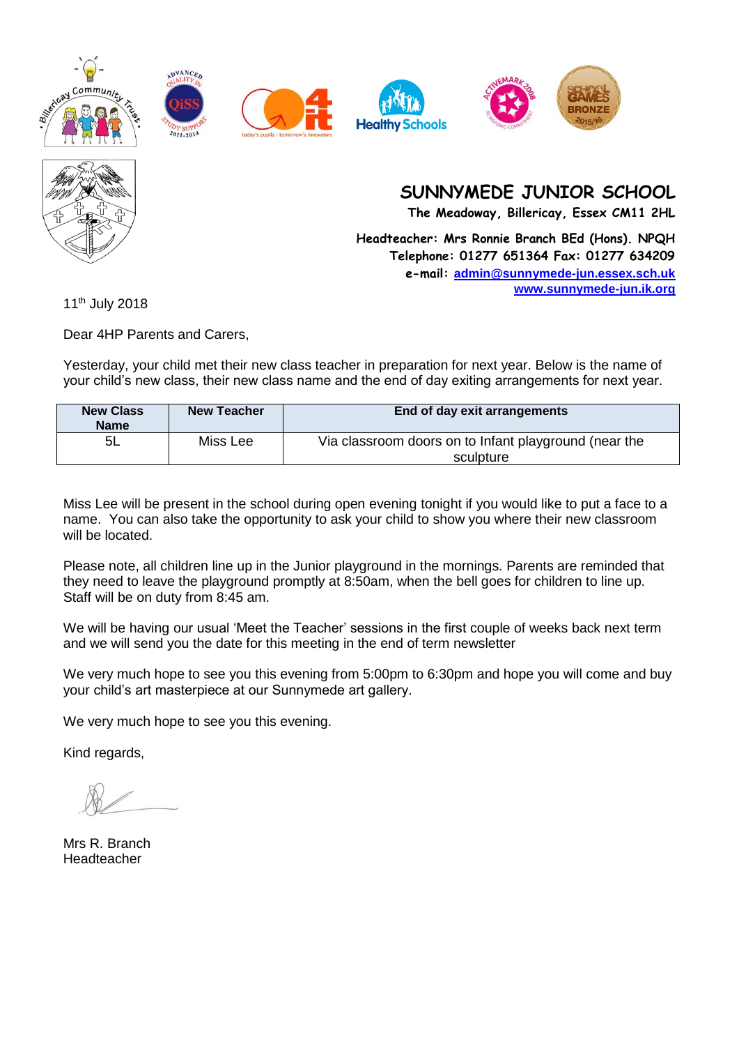# SUNNYMEDE JUNIOR SCHOOL

**The Meadoway, Billericay, Essex CM11 2HL**

**Headteacher: Mrs Ronnie Branch BEd (Hons). NPQH**
**Telephone: 01277 651364 Fax: 01277 634209**
**e-mail: admin@sunnymede-jun.essex.sch.uk**
**www.sunnymede-jun.ik.org**

11th July 2018

Dear 4HP Parents and Carers,

Yesterday, your child met their new class teacher in preparation for next year. Below is the name of your child's new class, their new class name and the end of day exiting arrangements for next year.

| New Class Name | New Teacher | End of day exit arrangements |
| --- | --- | --- |
| 5L | Miss Lee | Via classroom doors on to Infant playground (near the sculpture |

Miss Lee will be present in the school during open evening tonight if you would like to put a face to a name. You can also take the opportunity to ask your child to show you where their new classroom will be located.

Please note, all children line up in the Junior playground in the mornings. Parents are reminded that they need to leave the playground promptly at 8:50am, when the bell goes for children to line up. Staff will be on duty from 8:45 am.

We will be having our usual 'Meet the Teacher' sessions in the first couple of weeks back next term and we will send you the date for this meeting in the end of term newsletter

We very much hope to see you this evening from 5:00pm to 6:30pm and hope you will come and buy your child's art masterpiece at our Sunnymede art gallery.

We very much hope to see you this evening.

Kind regards,

Mrs R. Branch
Headteacher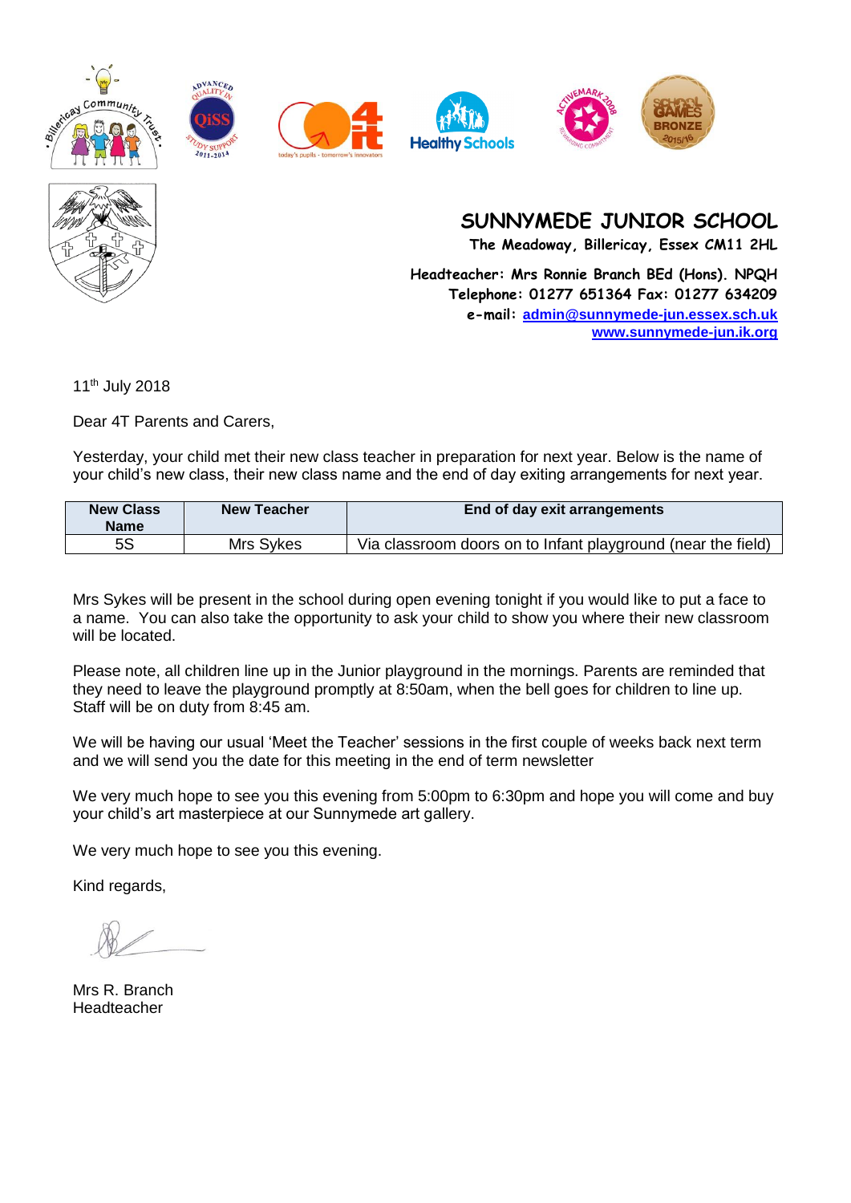# SUNNYMEDE JUNIOR SCHOOL

**The Meadoway, Billericay, Essex CM11 2HL**

**Headteacher: Mrs Ronnie Branch BEd (Hons). NPQH**
**Telephone: 01277 651364 Fax: 01277 634209**
**e-mail: admin@sunnymede-jun.essex.sch.uk**
**www.sunnymede-jun.ik.org**

11th July 2018

Dear 4T Parents and Carers,

Yesterday, your child met their new class teacher in preparation for next year. Below is the name of your child's new class, their new class name and the end of day exiting arrangements for next year.

| New Class Name | New Teacher | End of day exit arrangements |
|---|---|---|
| 5S | Mrs Sykes | Via classroom doors on to Infant playground (near the field) |

Mrs Sykes will be present in the school during open evening tonight if you would like to put a face to a name. You can also take the opportunity to ask your child to show you where their new classroom will be located.

Please note, all children line up in the Junior playground in the mornings. Parents are reminded that they need to leave the playground promptly at 8:50am, when the bell goes for children to line up. Staff will be on duty from 8:45 am.

We will be having our usual 'Meet the Teacher' sessions in the first couple of weeks back next term and we will send you the date for this meeting in the end of term newsletter

We very much hope to see you this evening from 5:00pm to 6:30pm and hope you will come and buy your child's art masterpiece at our Sunnymede art gallery.

We very much hope to see you this evening.

Kind regards,

Mrs R. Branch
Headteacher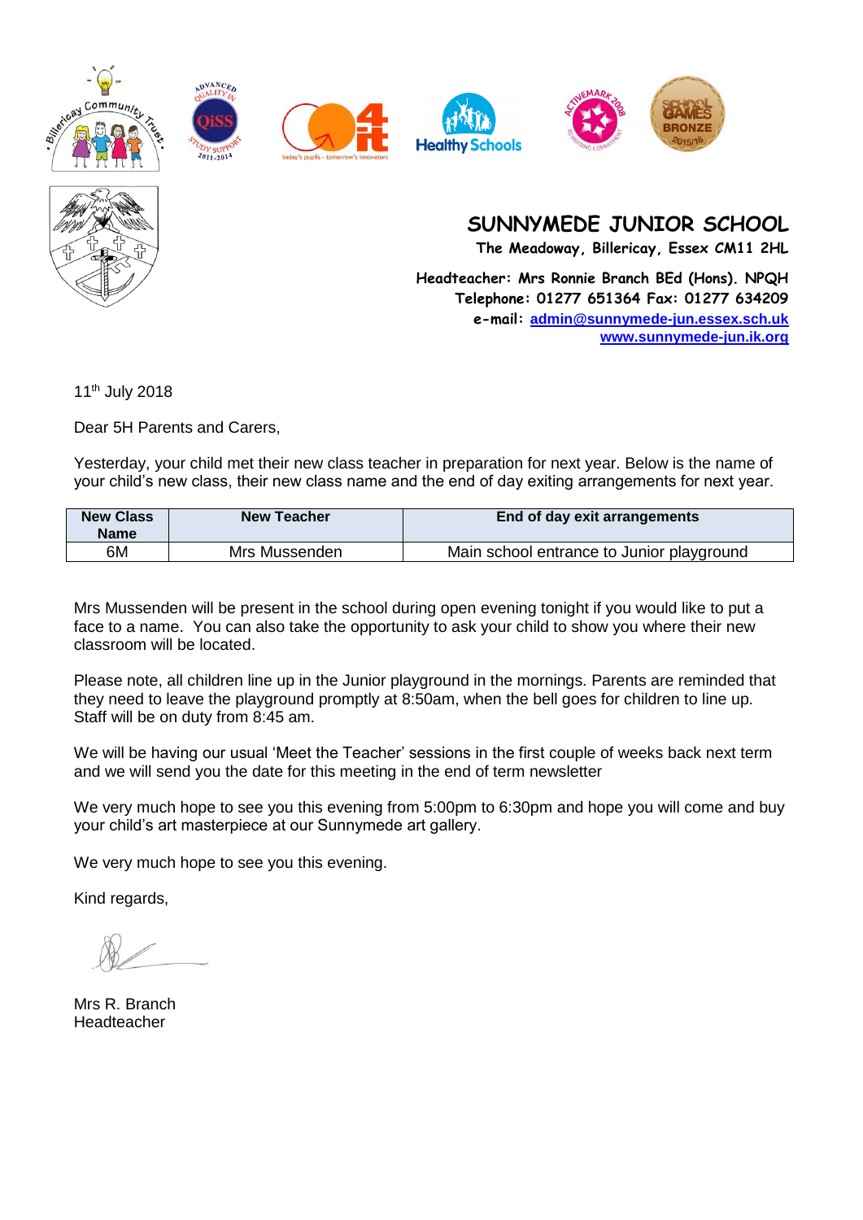# SUNNYMEDE JUNIOR SCHOOL

**The Meadoway, Billericay, Essex CM11 2HL**

**Headteacher: Mrs Ronnie Branch BEd (Hons). NPQH**
**Telephone: 01277 651364 Fax: 01277 634209**
**e-mail: admin@sunnymede-jun.essex.sch.uk**
**www.sunnymede-jun.ik.org**

11th July 2018

Dear 5H Parents and Carers,

Yesterday, your child met their new class teacher in preparation for next year. Below is the name of your child's new class, their new class name and the end of day exiting arrangements for next year.

| New Class Name | New Teacher | End of day exit arrangements |
|---|---|---|
| 6M | Mrs Mussenden | Main school entrance to Junior playground |

Mrs Mussenden will be present in the school during open evening tonight if you would like to put a face to a name. You can also take the opportunity to ask your child to show you where their new classroom will be located.

Please note, all children line up in the Junior playground in the mornings. Parents are reminded that they need to leave the playground promptly at 8:50am, when the bell goes for children to line up. Staff will be on duty from 8:45 am.

We will be having our usual 'Meet the Teacher' sessions in the first couple of weeks back next term and we will send you the date for this meeting in the end of term newsletter

We very much hope to see you this evening from 5:00pm to 6:30pm and hope you will come and buy your child's art masterpiece at our Sunnymede art gallery.

We very much hope to see you this evening.

Kind regards,

Mrs R. Branch
Headteacher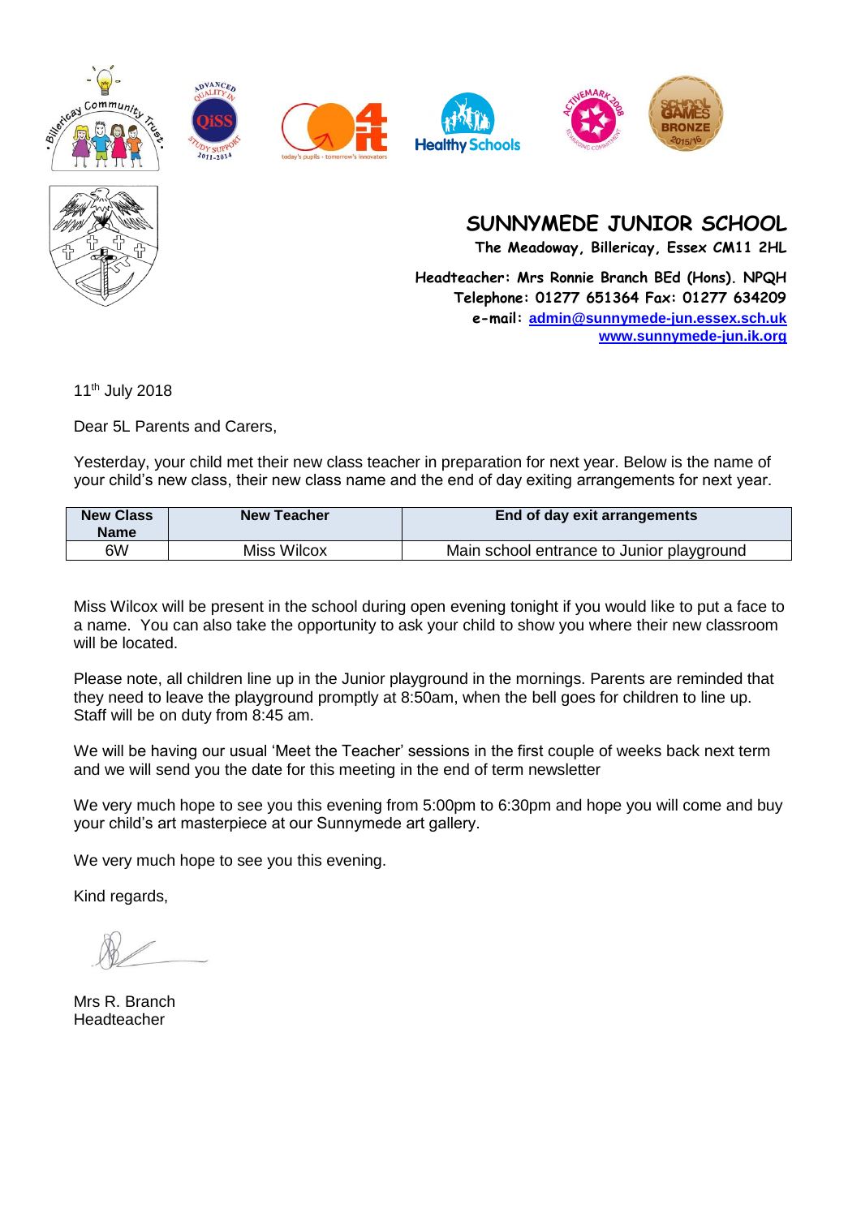# SUNNYMEDE JUNIOR SCHOOL

**The Meadoway, Billericay, Essex CM11 2HL**

**Headteacher: Mrs Ronnie Branch BEd (Hons). NPQH**
**Telephone: 01277 651364 Fax: 01277 634209**
**e-mail: admin@sunnymede-jun.essex.sch.uk**
**www.sunnymede-jun.ik.org**

11th July 2018

Dear 5L Parents and Carers,

Yesterday, your child met their new class teacher in preparation for next year. Below is the name of your child's new class, their new class name and the end of day exiting arrangements for next year.

| New Class Name | New Teacher | End of day exit arrangements |
|---|---|---|
| 6W | Miss Wilcox | Main school entrance to Junior playground |

Miss Wilcox will be present in the school during open evening tonight if you would like to put a face to a name. You can also take the opportunity to ask your child to show you where their new classroom will be located.

Please note, all children line up in the Junior playground in the mornings. Parents are reminded that they need to leave the playground promptly at 8:50am, when the bell goes for children to line up. Staff will be on duty from 8:45 am.

We will be having our usual 'Meet the Teacher' sessions in the first couple of weeks back next term and we will send you the date for this meeting in the end of term newsletter

We very much hope to see you this evening from 5:00pm to 6:30pm and hope you will come and buy your child's art masterpiece at our Sunnymede art gallery.

We very much hope to see you this evening.

Kind regards,

Mrs R. Branch
Headteacher